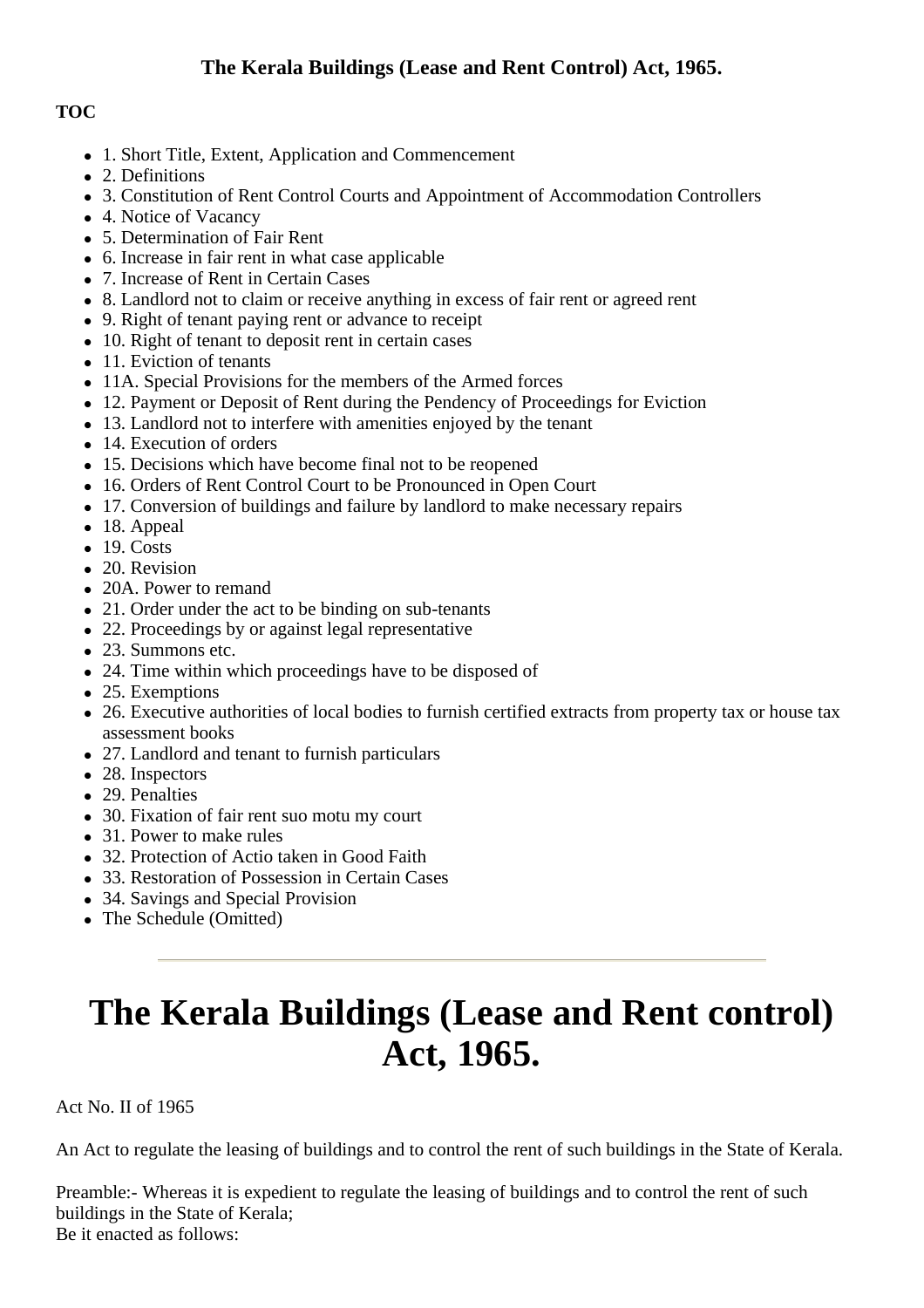**The Kerala Buildings (Lease and Rent Control) Act, 1965.**

**TOC**

- 1. Short Title, Extent, Application and Commencement
- 2. Definitions
- 3. Constitution of Rent Control Courts and Appointment of Accommodation Controllers
- 4. Notice of Vacancy
- 5. Determination of Fair Rent
- 6. Increase in fair rent in what case applicable
- 7. Increase of Rent in Certain Cases
- 8. Landlord not to claim or receive anything in excess of fair rent or agreed rent
- 9. Right of tenant paying rent or advance to receipt
- 10. Right of tenant to deposit rent in certain cases
- 11. Eviction of tenants
- 11A. Special Provisions for the members of the Armed forces
- 12. Payment or Deposit of Rent during the Pendency of Proceedings for Eviction
- 13. Landlord not to interfere with amenities enjoyed by the tenant
- 14. Execution of orders
- 15. Decisions which have become final not to be reopened
- 16. Orders of Rent Control Court to be Pronounced in Open Court
- 17. Conversion of buildings and failure by landlord to make necessary repairs
- 18. Appeal
- 19. Costs
- 20. Revision
- 20A. Power to remand
- 21. Order under the act to be binding on sub-tenants
- 22. Proceedings by or against legal representative
- 23. Summons etc.
- 24. Time within which proceedings have to be disposed of
- 25. Exemptions
- 26. Executive authorities of local bodies to furnish certified extracts from property tax or house tax assessment books
- 27. Landlord and tenant to furnish particulars
- 28. Inspectors
- 29. Penalties
- 30. Fixation of fair rent suo motu my court
- 31. Power to make rules
- 32. Protection of Actio taken in Good Faith
- 33. Restoration of Possession in Certain Cases
- 34. Savings and Special Provision
- The Schedule (Omitted)

---

# The Kerala Buildings (Lease and Rent control) Act, 1965.

Act No. II of 1965

An Act to regulate the leasing of buildings and to control the rent of such buildings in the State of Kerala.

Preamble:- Whereas it is expedient to regulate the leasing of buildings and to control the rent of such buildings in the State of Kerala;
Be it enacted as follows: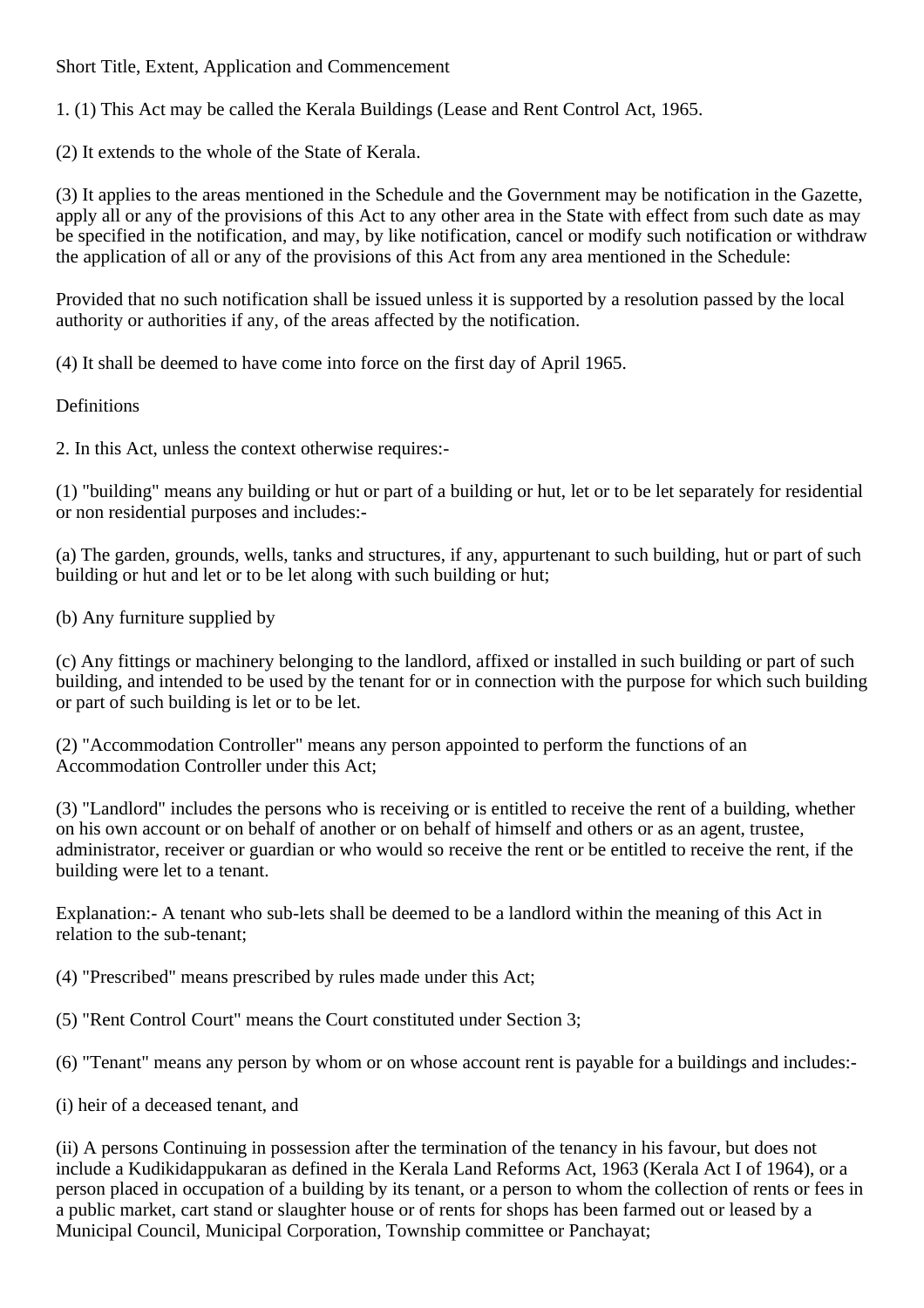Short Title, Extent, Application and Commencement

1. (1) This Act may be called the Kerala Buildings (Lease and Rent Control Act, 1965.

(2) It extends to the whole of the State of Kerala.

(3) It applies to the areas mentioned in the Schedule and the Government may be notification in the Gazette, apply all or any of the provisions of this Act to any other area in the State with effect from such date as may be specified in the notification, and may, by like notification, cancel or modify such notification or withdraw the application of all or any of the provisions of this Act from any area mentioned in the Schedule:

Provided that no such notification shall be issued unless it is supported by a resolution passed by the local authority or authorities if any, of the areas affected by the notification.

(4) It shall be deemed to have come into force on the first day of April 1965.

Definitions

2. In this Act, unless the context otherwise requires:-

(1) "building" means any building or hut or part of a building or hut, let or to be let separately for residential or non residential purposes and includes:-

(a) The garden, grounds, wells, tanks and structures, if any, appurtenant to such building, hut or part of such building or hut and let or to be let along with such building or hut;

(b) Any furniture supplied by

(c) Any fittings or machinery belonging to the landlord, affixed or installed in such building or part of such building, and intended to be used by the tenant for or in connection with the purpose for which such building or part of such building is let or to be let.

(2) "Accommodation Controller" means any person appointed to perform the functions of an Accommodation Controller under this Act;

(3) "Landlord" includes the persons who is receiving or is entitled to receive the rent of a building, whether on his own account or on behalf of another or on behalf of himself and others or as an agent, trustee, administrator, receiver or guardian or who would so receive the rent or be entitled to receive the rent, if the building were let to a tenant.

Explanation:- A tenant who sub-lets shall be deemed to be a landlord within the meaning of this Act in relation to the sub-tenant;

(4) "Prescribed" means prescribed by rules made under this Act;

(5) "Rent Control Court" means the Court constituted under Section 3;

(6) "Tenant" means any person by whom or on whose account rent is payable for a buildings and includes:-

(i) heir of a deceased tenant, and

(ii) A persons Continuing in possession after the termination of the tenancy in his favour, but does not include a Kudikidappukaran as defined in the Kerala Land Reforms Act, 1963 (Kerala Act I of 1964), or a person placed in occupation of a building by its tenant, or a person to whom the collection of rents or fees in a public market, cart stand or slaughter house or of rents for shops has been farmed out or leased by a Municipal Council, Municipal Corporation, Township committee or Panchayat;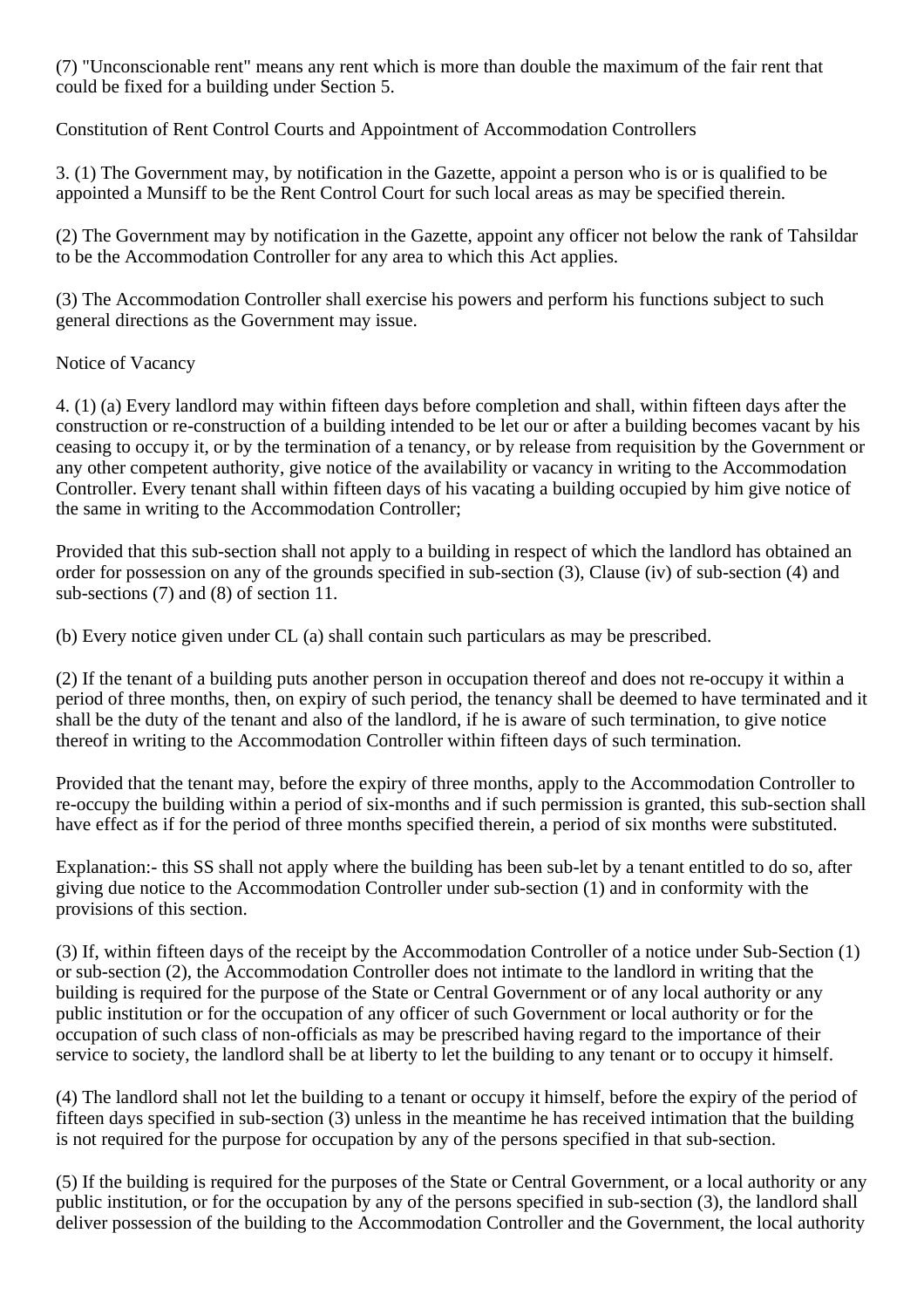(7) "Unconscionable rent" means any rent which is more than double the maximum of the fair rent that could be fixed for a building under Section 5.

Constitution of Rent Control Courts and Appointment of Accommodation Controllers

3. (1) The Government may, by notification in the Gazette, appoint a person who is or is qualified to be appointed a Munsiff to be the Rent Control Court for such local areas as may be specified therein.

(2) The Government may by notification in the Gazette, appoint any officer not below the rank of Tahsildar to be the Accommodation Controller for any area to which this Act applies.

(3) The Accommodation Controller shall exercise his powers and perform his functions subject to such general directions as the Government may issue.

Notice of Vacancy

4. (1) (a) Every landlord may within fifteen days before completion and shall, within fifteen days after the construction or re-construction of a building intended to be let our or after a building becomes vacant by his ceasing to occupy it, or by the termination of a tenancy, or by release from requisition by the Government or any other competent authority, give notice of the availability or vacancy in writing to the Accommodation Controller. Every tenant shall within fifteen days of his vacating a building occupied by him give notice of the same in writing to the Accommodation Controller;

Provided that this sub-section shall not apply to a building in respect of which the landlord has obtained an order for possession on any of the grounds specified in sub-section (3), Clause (iv) of sub-section (4) and sub-sections (7) and (8) of section 11.

(b) Every notice given under CL (a) shall contain such particulars as may be prescribed.

(2) If the tenant of a building puts another person in occupation thereof and does not re-occupy it within a period of three months, then, on expiry of such period, the tenancy shall be deemed to have terminated and it shall be the duty of the tenant and also of the landlord, if he is aware of such termination, to give notice thereof in writing to the Accommodation Controller within fifteen days of such termination.

Provided that the tenant may, before the expiry of three months, apply to the Accommodation Controller to re-occupy the building within a period of six-months and if such permission is granted, this sub-section shall have effect as if for the period of three months specified therein, a period of six months were substituted.

Explanation:- this SS shall not apply where the building has been sub-let by a tenant entitled to do so, after giving due notice to the Accommodation Controller under sub-section (1) and in conformity with the provisions of this section.

(3) If, within fifteen days of the receipt by the Accommodation Controller of a notice under Sub-Section (1) or sub-section (2), the Accommodation Controller does not intimate to the landlord in writing that the building is required for the purpose of the State or Central Government or of any local authority or any public institution or for the occupation of any officer of such Government or local authority or for the occupation of such class of non-officials as may be prescribed having regard to the importance of their service to society, the landlord shall be at liberty to let the building to any tenant or to occupy it himself.

(4) The landlord shall not let the building to a tenant or occupy it himself, before the expiry of the period of fifteen days specified in sub-section (3) unless in the meantime he has received intimation that the building is not required for the purpose for occupation by any of the persons specified in that sub-section.

(5) If the building is required for the purposes of the State or Central Government, or a local authority or any public institution, or for the occupation by any of the persons specified in sub-section (3), the landlord shall deliver possession of the building to the Accommodation Controller and the Government, the local authority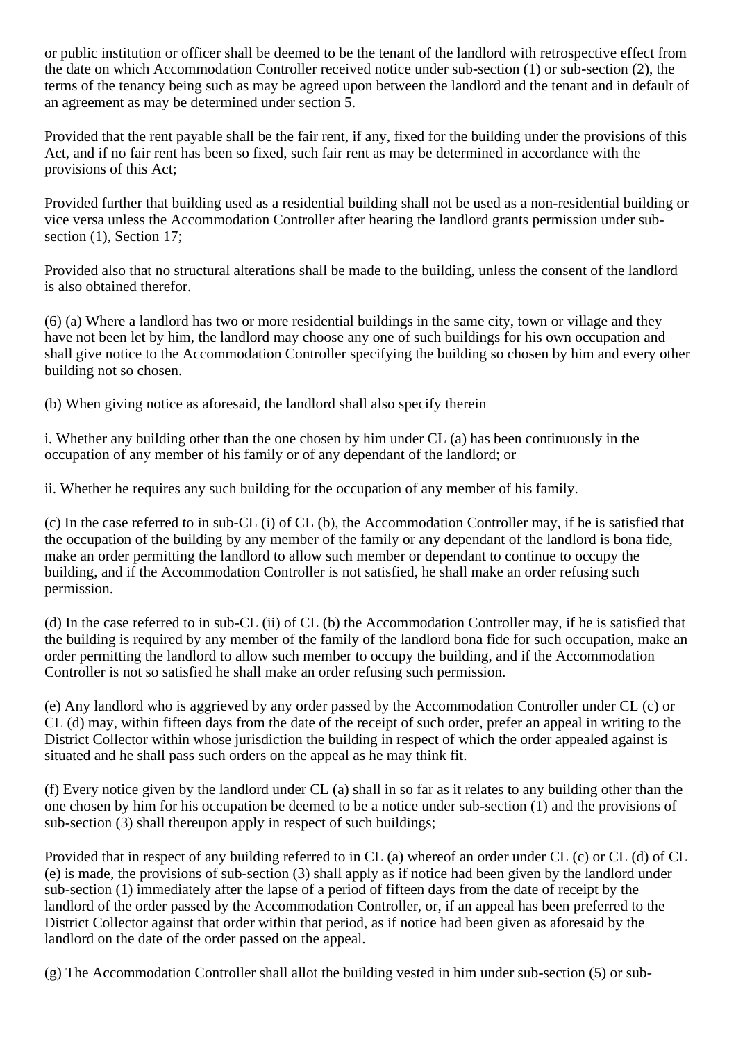or public institution or officer shall be deemed to be the tenant of the landlord with retrospective effect from the date on which Accommodation Controller received notice under sub-section (1) or sub-section (2), the terms of the tenancy being such as may be agreed upon between the landlord and the tenant and in default of an agreement as may be determined under section 5.

Provided that the rent payable shall be the fair rent, if any, fixed for the building under the provisions of this Act, and if no fair rent has been so fixed, such fair rent as may be determined in accordance with the provisions of this Act;

Provided further that building used as a residential building shall not be used as a non-residential building or vice versa unless the Accommodation Controller after hearing the landlord grants permission under sub-section (1), Section 17;

Provided also that no structural alterations shall be made to the building, unless the consent of the landlord is also obtained therefor.

(6) (a) Where a landlord has two or more residential buildings in the same city, town or village and they have not been let by him, the landlord may choose any one of such buildings for his own occupation and shall give notice to the Accommodation Controller specifying the building so chosen by him and every other building not so chosen.

(b) When giving notice as aforesaid, the landlord shall also specify therein

i. Whether any building other than the one chosen by him under CL (a) has been continuously in the occupation of any member of his family or of any dependant of the landlord; or

ii. Whether he requires any such building for the occupation of any member of his family.

(c) In the case referred to in sub-CL (i) of CL (b), the Accommodation Controller may, if he is satisfied that the occupation of the building by any member of the family or any dependant of the landlord is bona fide, make an order permitting the landlord to allow such member or dependant to continue to occupy the building, and if the Accommodation Controller is not satisfied, he shall make an order refusing such permission.

(d) In the case referred to in sub-CL (ii) of CL (b) the Accommodation Controller may, if he is satisfied that the building is required by any member of the family of the landlord bona fide for such occupation, make an order permitting the landlord to allow such member to occupy the building, and if the Accommodation Controller is not so satisfied he shall make an order refusing such permission.

(e) Any landlord who is aggrieved by any order passed by the Accommodation Controller under CL (c) or CL (d) may, within fifteen days from the date of the receipt of such order, prefer an appeal in writing to the District Collector within whose jurisdiction the building in respect of which the order appealed against is situated and he shall pass such orders on the appeal as he may think fit.

(f) Every notice given by the landlord under CL (a) shall in so far as it relates to any building other than the one chosen by him for his occupation be deemed to be a notice under sub-section (1) and the provisions of sub-section (3) shall thereupon apply in respect of such buildings;

Provided that in respect of any building referred to in CL (a) whereof an order under CL (c) or CL (d) of CL (e) is made, the provisions of sub-section (3) shall apply as if notice had been given by the landlord under sub-section (1) immediately after the lapse of a period of fifteen days from the date of receipt by the landlord of the order passed by the Accommodation Controller, or, if an appeal has been preferred to the District Collector against that order within that period, as if notice had been given as aforesaid by the landlord on the date of the order passed on the appeal.

(g) The Accommodation Controller shall allot the building vested in him under sub-section (5) or sub-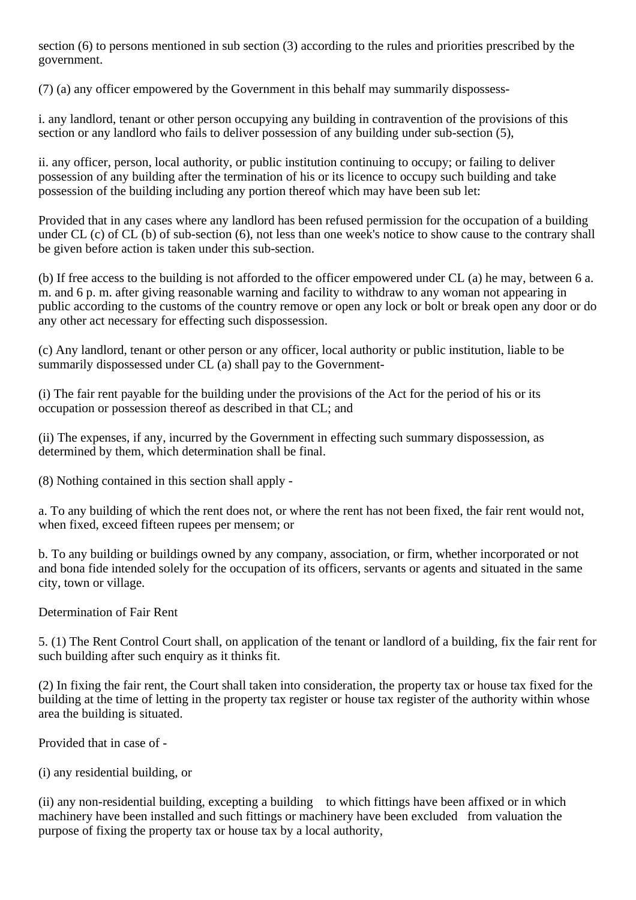section (6) to persons mentioned in sub section (3) according to the rules and priorities prescribed by the government.

(7) (a) any officer empowered by the Government in this behalf may summarily dispossess-

i. any landlord, tenant or other person occupying any building in contravention of the provisions of this section or any landlord who fails to deliver possession of any building under sub-section (5),

ii. any officer, person, local authority, or public institution continuing to occupy; or failing to deliver possession of any building after the termination of his or its licence to occupy such building and take possession of the building including any portion thereof which may have been sub let:

Provided that in any cases where any landlord has been refused permission for the occupation of a building under CL (c) of CL (b) of sub-section (6), not less than one week's notice to show cause to the contrary shall be given before action is taken under this sub-section.

(b) If free access to the building is not afforded to the officer empowered under CL (a) he may, between 6 a. m. and 6 p. m. after giving reasonable warning and facility to withdraw to any woman not appearing in public according to the customs of the country remove or open any lock or bolt or break open any door or do any other act necessary for effecting such dispossession.

(c) Any landlord, tenant or other person or any officer, local authority or public institution, liable to be summarily dispossessed under CL (a) shall pay to the Government-

(i) The fair rent payable for the building under the provisions of the Act for the period of his or its occupation or possession thereof as described in that CL; and

(ii) The expenses, if any, incurred by the Government in effecting such summary dispossession, as determined by them, which determination shall be final.

(8) Nothing contained in this section shall apply -

a. To any building of which the rent does not, or where the rent has not been fixed, the fair rent would not, when fixed, exceed fifteen rupees per mensem; or

b. To any building or buildings owned by any company, association, or firm, whether incorporated or not and bona fide intended solely for the occupation of its officers, servants or agents and situated in the same city, town or village.

Determination of Fair Rent

5. (1) The Rent Control Court shall, on application of the tenant or landlord of a building, fix the fair rent for such building after such enquiry as it thinks fit.

(2) In fixing the fair rent, the Court shall taken into consideration, the property tax or house tax fixed for the building at the time of letting in the property tax register or house tax register of the authority within whose area the building is situated.

Provided that in case of -

(i) any residential building, or

(ii) any non-residential building, excepting a building to which fittings have been affixed or in which machinery have been installed and such fittings or machinery have been excluded from valuation the purpose of fixing the property tax or house tax by a local authority,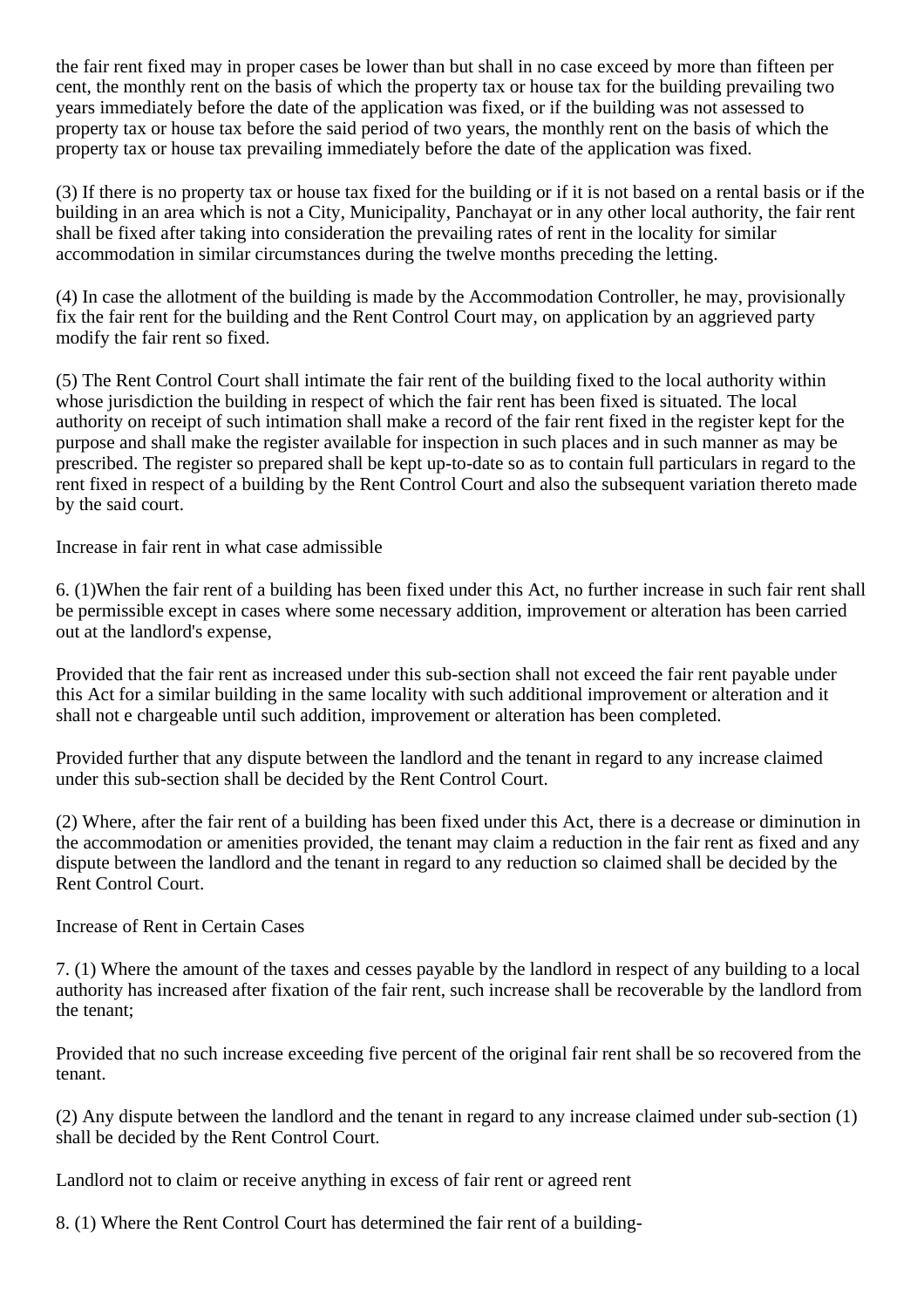the fair rent fixed may in proper cases be lower than but shall in no case exceed by more than fifteen per cent, the monthly rent on the basis of which the property tax or house tax for the building prevailing two years immediately before the date of the application was fixed, or if the building was not assessed to property tax or house tax before the said period of two years, the monthly rent on the basis of which the property tax or house tax prevailing immediately before the date of the application was fixed.

(3) If there is no property tax or house tax fixed for the building or if it is not based on a rental basis or if the building in an area which is not a City, Municipality, Panchayat or in any other local authority, the fair rent shall be fixed after taking into consideration the prevailing rates of rent in the locality for similar accommodation in similar circumstances during the twelve months preceding the letting.

(4) In case the allotment of the building is made by the Accommodation Controller, he may, provisionally fix the fair rent for the building and the Rent Control Court may, on application by an aggrieved party modify the fair rent so fixed.

(5) The Rent Control Court shall intimate the fair rent of the building fixed to the local authority within whose jurisdiction the building in respect of which the fair rent has been fixed is situated. The local authority on receipt of such intimation shall make a record of the fair rent fixed in the register kept for the purpose and shall make the register available for inspection in such places and in such manner as may be prescribed. The register so prepared shall be kept up-to-date so as to contain full particulars in regard to the rent fixed in respect of a building by the Rent Control Court and also the subsequent variation thereto made by the said court.

Increase in fair rent in what case admissible

6. (1)When the fair rent of a building has been fixed under this Act, no further increase in such fair rent shall be permissible except in cases where some necessary addition, improvement or alteration has been carried out at the landlord's expense,

Provided that the fair rent as increased under this sub-section shall not exceed the fair rent payable under this Act for a similar building in the same locality with such additional improvement or alteration and it shall not e chargeable until such addition, improvement or alteration has been completed.

Provided further that any dispute between the landlord and the tenant in regard to any increase claimed under this sub-section shall be decided by the Rent Control Court.

(2) Where, after the fair rent of a building has been fixed under this Act, there is a decrease or diminution in the accommodation or amenities provided, the tenant may claim a reduction in the fair rent as fixed and any dispute between the landlord and the tenant in regard to any reduction so claimed shall be decided by the Rent Control Court.

Increase of Rent in Certain Cases

7. (1) Where the amount of the taxes and cesses payable by the landlord in respect of any building to a local authority has increased after fixation of the fair rent, such increase shall be recoverable by the landlord from the tenant;

Provided that no such increase exceeding five percent of the original fair rent shall be so recovered from the tenant.

(2) Any dispute between the landlord and the tenant in regard to any increase claimed under sub-section (1) shall be decided by the Rent Control Court.

Landlord not to claim or receive anything in excess of fair rent or agreed rent

8. (1) Where the Rent Control Court has determined the fair rent of a building-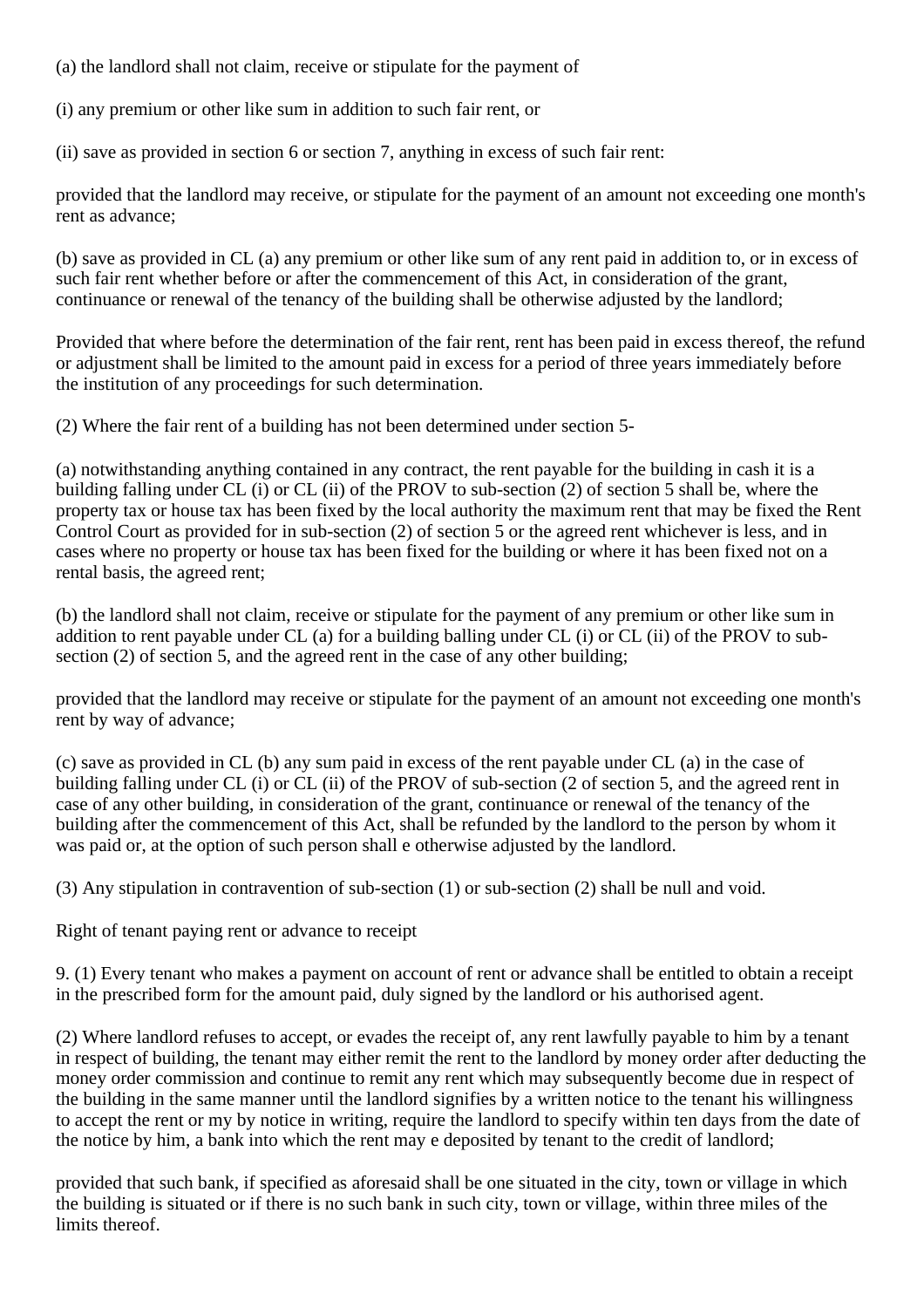(a) the landlord shall not claim, receive or stipulate for the payment of

(i) any premium or other like sum in addition to such fair rent, or

(ii) save as provided in section 6 or section 7, anything in excess of such fair rent:

provided that the landlord may receive, or stipulate for the payment of an amount not exceeding one month's rent as advance;

(b) save as provided in CL (a) any premium or other like sum of any rent paid in addition to, or in excess of such fair rent whether before or after the commencement of this Act, in consideration of the grant, continuance or renewal of the tenancy of the building shall be otherwise adjusted by the landlord;

Provided that where before the determination of the fair rent, rent has been paid in excess thereof, the refund or adjustment shall be limited to the amount paid in excess for a period of three years immediately before the institution of any proceedings for such determination.

(2) Where the fair rent of a building has not been determined under section 5-

(a) notwithstanding anything contained in any contract, the rent payable for the building in cash it is a building falling under CL (i) or CL (ii) of the PROV to sub-section (2) of section 5 shall be, where the property tax or house tax has been fixed by the local authority the maximum rent that may be fixed the Rent Control Court as provided for in sub-section (2) of section 5 or the agreed rent whichever is less, and in cases where no property or house tax has been fixed for the building or where it has been fixed not on a rental basis, the agreed rent;

(b) the landlord shall not claim, receive or stipulate for the payment of any premium or other like sum in addition to rent payable under CL (a) for a building balling under CL (i) or CL (ii) of the PROV to sub-section (2) of section 5, and the agreed rent in the case of any other building;

provided that the landlord may receive or stipulate for the payment of an amount not exceeding one month's rent by way of advance;

(c) save as provided in CL (b) any sum paid in excess of the rent payable under CL (a) in the case of building falling under CL (i) or CL (ii) of the PROV of sub-section (2 of section 5, and the agreed rent in case of any other building, in consideration of the grant, continuance or renewal of the tenancy of the building after the commencement of this Act, shall be refunded by the landlord to the person by whom it was paid or, at the option of such person shall e otherwise adjusted by the landlord.

(3) Any stipulation in contravention of sub-section (1) or sub-section (2) shall be null and void.

Right of tenant paying rent or advance to receipt

9. (1) Every tenant who makes a payment on account of rent or advance shall be entitled to obtain a receipt in the prescribed form for the amount paid, duly signed by the landlord or his authorised agent.

(2) Where landlord refuses to accept, or evades the receipt of, any rent lawfully payable to him by a tenant in respect of building, the tenant may either remit the rent to the landlord by money order after deducting the money order commission and continue to remit any rent which may subsequently become due in respect of the building in the same manner until the landlord signifies by a written notice to the tenant his willingness to accept the rent or my by notice in writing, require the landlord to specify within ten days from the date of the notice by him, a bank into which the rent may e deposited by tenant to the credit of landlord;

provided that such bank, if specified as aforesaid shall be one situated in the city, town or village in which the building is situated or if there is no such bank in such city, town or village, within three miles of the limits thereof.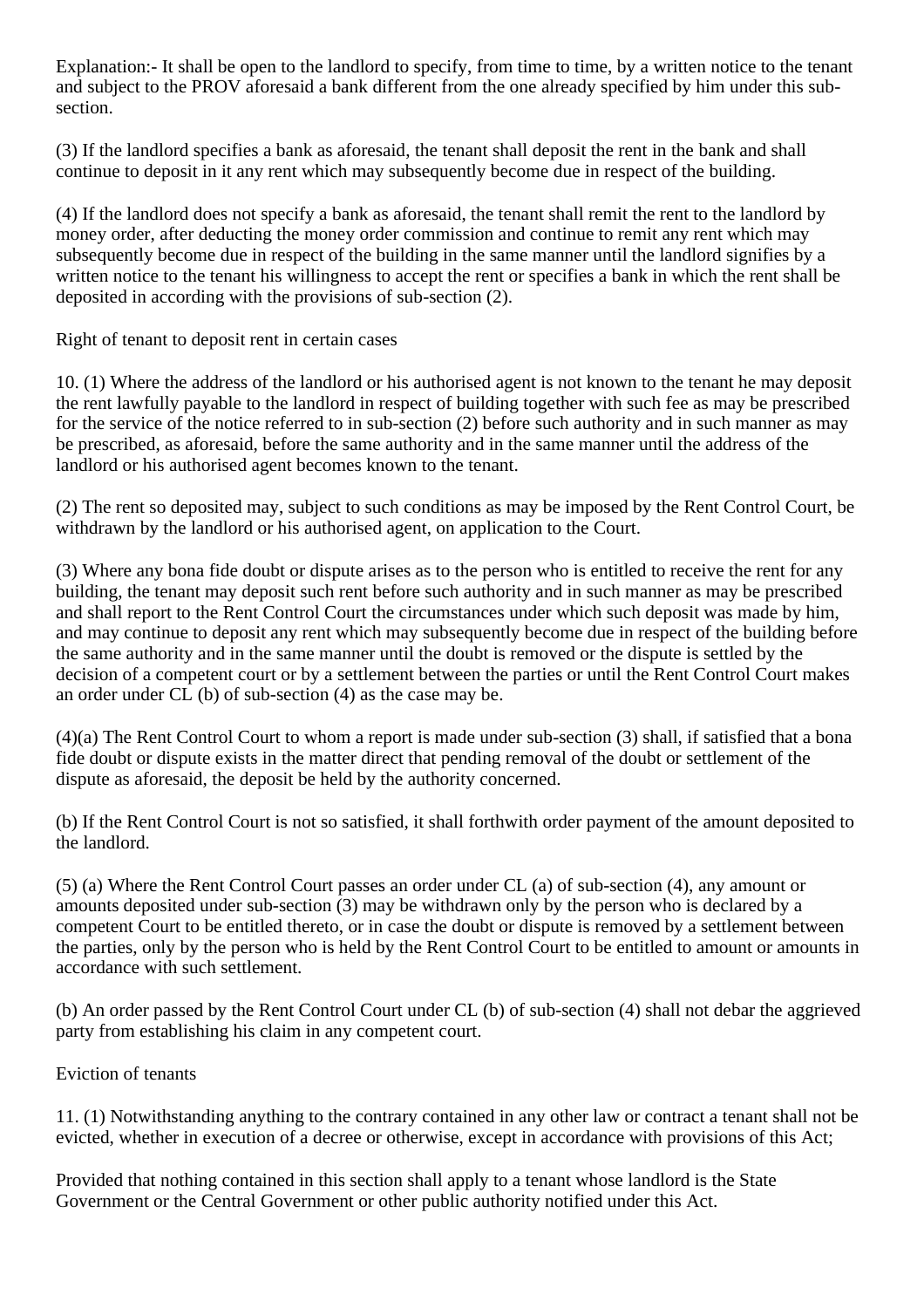Explanation:- It shall be open to the landlord to specify, from time to time, by a written notice to the tenant and subject to the PROV aforesaid a bank different from the one already specified by him under this sub-section.

(3) If the landlord specifies a bank as aforesaid, the tenant shall deposit the rent in the bank and shall continue to deposit in it any rent which may subsequently become due in respect of the building.

(4) If the landlord does not specify a bank as aforesaid, the tenant shall remit the rent to the landlord by money order, after deducting the money order commission and continue to remit any rent which may subsequently become due in respect of the building in the same manner until the landlord signifies by a written notice to the tenant his willingness to accept the rent or specifies a bank in which the rent shall be deposited in according with the provisions of sub-section (2).

Right of tenant to deposit rent in certain cases

10. (1) Where the address of the landlord or his authorised agent is not known to the tenant he may deposit the rent lawfully payable to the landlord in respect of building together with such fee as may be prescribed for the service of the notice referred to in sub-section (2) before such authority and in such manner as may be prescribed, as aforesaid, before the same authority and in the same manner until the address of the landlord or his authorised agent becomes known to the tenant.

(2) The rent so deposited may, subject to such conditions as may be imposed by the Rent Control Court, be withdrawn by the landlord or his authorised agent, on application to the Court.

(3) Where any bona fide doubt or dispute arises as to the person who is entitled to receive the rent for any building, the tenant may deposit such rent before such authority and in such manner as may be prescribed and shall report to the Rent Control Court the circumstances under which such deposit was made by him, and may continue to deposit any rent which may subsequently become due in respect of the building before the same authority and in the same manner until the doubt is removed or the dispute is settled by the decision of a competent court or by a settlement between the parties or until the Rent Control Court makes an order under CL (b) of sub-section (4) as the case may be.

(4)(a) The Rent Control Court to whom a report is made under sub-section (3) shall, if satisfied that a bona fide doubt or dispute exists in the matter direct that pending removal of the doubt or settlement of the dispute as aforesaid, the deposit be held by the authority concerned.

(b) If the Rent Control Court is not so satisfied, it shall forthwith order payment of the amount deposited to the landlord.

(5) (a) Where the Rent Control Court passes an order under CL (a) of sub-section (4), any amount or amounts deposited under sub-section (3) may be withdrawn only by the person who is declared by a competent Court to be entitled thereto, or in case the doubt or dispute is removed by a settlement between the parties, only by the person who is held by the Rent Control Court to be entitled to amount or amounts in accordance with such settlement.

(b) An order passed by the Rent Control Court under CL (b) of sub-section (4) shall not debar the aggrieved party from establishing his claim in any competent court.

Eviction of tenants

11. (1) Notwithstanding anything to the contrary contained in any other law or contract a tenant shall not be evicted, whether in execution of a decree or otherwise, except in accordance with provisions of this Act;

Provided that nothing contained in this section shall apply to a tenant whose landlord is the State Government or the Central Government or other public authority notified under this Act.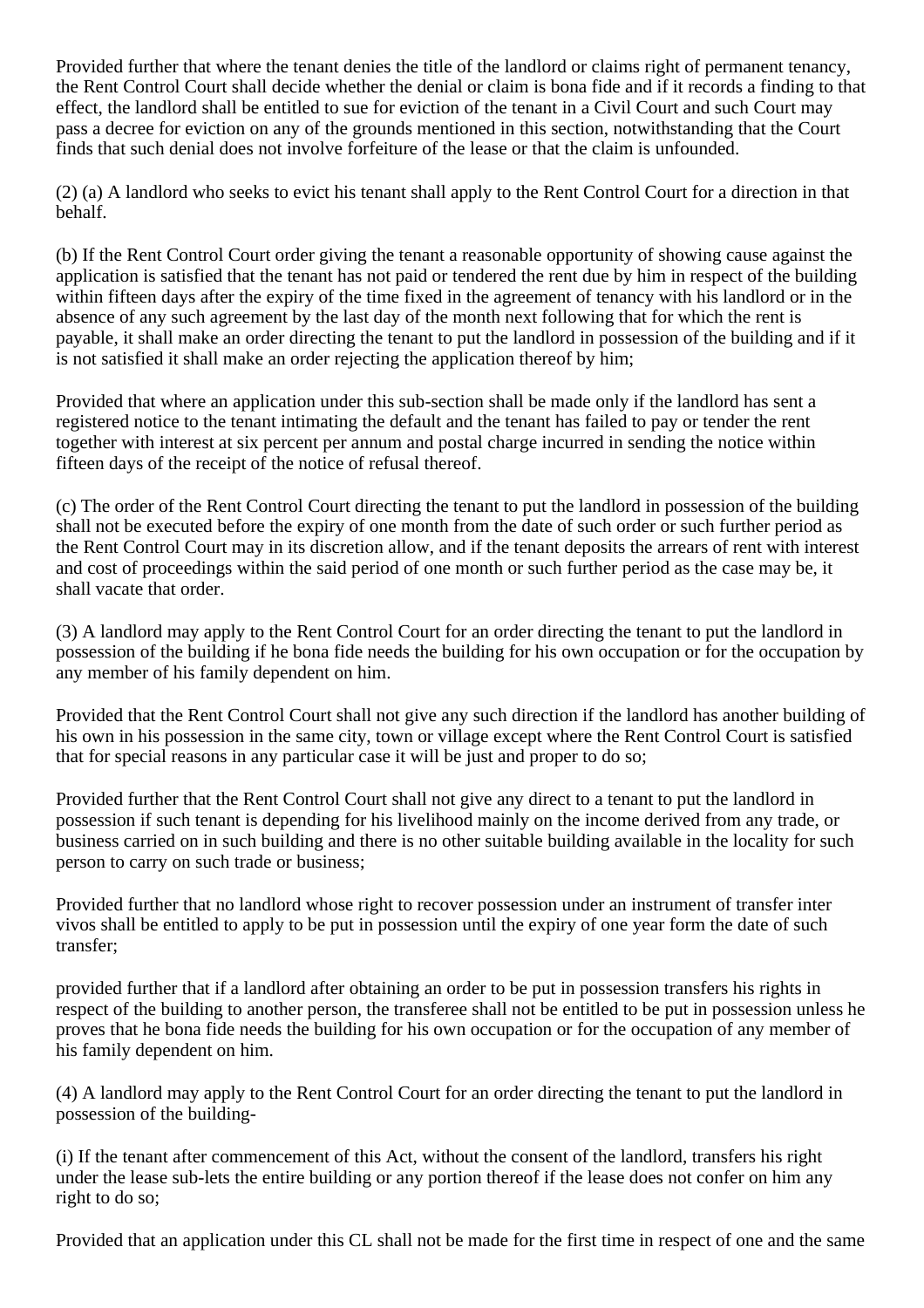Provided further that where the tenant denies the title of the landlord or claims right of permanent tenancy, the Rent Control Court shall decide whether the denial or claim is bona fide and if it records a finding to that effect, the landlord shall be entitled to sue for eviction of the tenant in a Civil Court and such Court may pass a decree for eviction on any of the grounds mentioned in this section, notwithstanding that the Court finds that such denial does not involve forfeiture of the lease or that the claim is unfounded.

(2) (a) A landlord who seeks to evict his tenant shall apply to the Rent Control Court for a direction in that behalf.

(b) If the Rent Control Court order giving the tenant a reasonable opportunity of showing cause against the application is satisfied that the tenant has not paid or tendered the rent due by him in respect of the building within fifteen days after the expiry of the time fixed in the agreement of tenancy with his landlord or in the absence of any such agreement by the last day of the month next following that for which the rent is payable, it shall make an order directing the tenant to put the landlord in possession of the building and if it is not satisfied it shall make an order rejecting the application thereof by him;

Provided that where an application under this sub-section shall be made only if the landlord has sent a registered notice to the tenant intimating the default and the tenant has failed to pay or tender the rent together with interest at six percent per annum and postal charge incurred in sending the notice within fifteen days of the receipt of the notice of refusal thereof.

(c) The order of the Rent Control Court directing the tenant to put the landlord in possession of the building shall not be executed before the expiry of one month from the date of such order or such further period as the Rent Control Court may in its discretion allow, and if the tenant deposits the arrears of rent with interest and cost of proceedings within the said period of one month or such further period as the case may be, it shall vacate that order.

(3) A landlord may apply to the Rent Control Court for an order directing the tenant to put the landlord in possession of the building if he bona fide needs the building for his own occupation or for the occupation by any member of his family dependent on him.

Provided that the Rent Control Court shall not give any such direction if the landlord has another building of his own in his possession in the same city, town or village except where the Rent Control Court is satisfied that for special reasons in any particular case it will be just and proper to do so;

Provided further that the Rent Control Court shall not give any direct to a tenant to put the landlord in possession if such tenant is depending for his livelihood mainly on the income derived from any trade, or business carried on in such building and there is no other suitable building available in the locality for such person to carry on such trade or business;

Provided further that no landlord whose right to recover possession under an instrument of transfer inter vivos shall be entitled to apply to be put in possession until the expiry of one year form the date of such transfer;

provided further that if a landlord after obtaining an order to be put in possession transfers his rights in respect of the building to another person, the transferee shall not be entitled to be put in possession unless he proves that he bona fide needs the building for his own occupation or for the occupation of any member of his family dependent on him.

(4) A landlord may apply to the Rent Control Court for an order directing the tenant to put the landlord in possession of the building-

(i) If the tenant after commencement of this Act, without the consent of the landlord, transfers his right under the lease sub-lets the entire building or any portion thereof if the lease does not confer on him any right to do so;

Provided that an application under this CL shall not be made for the first time in respect of one and the same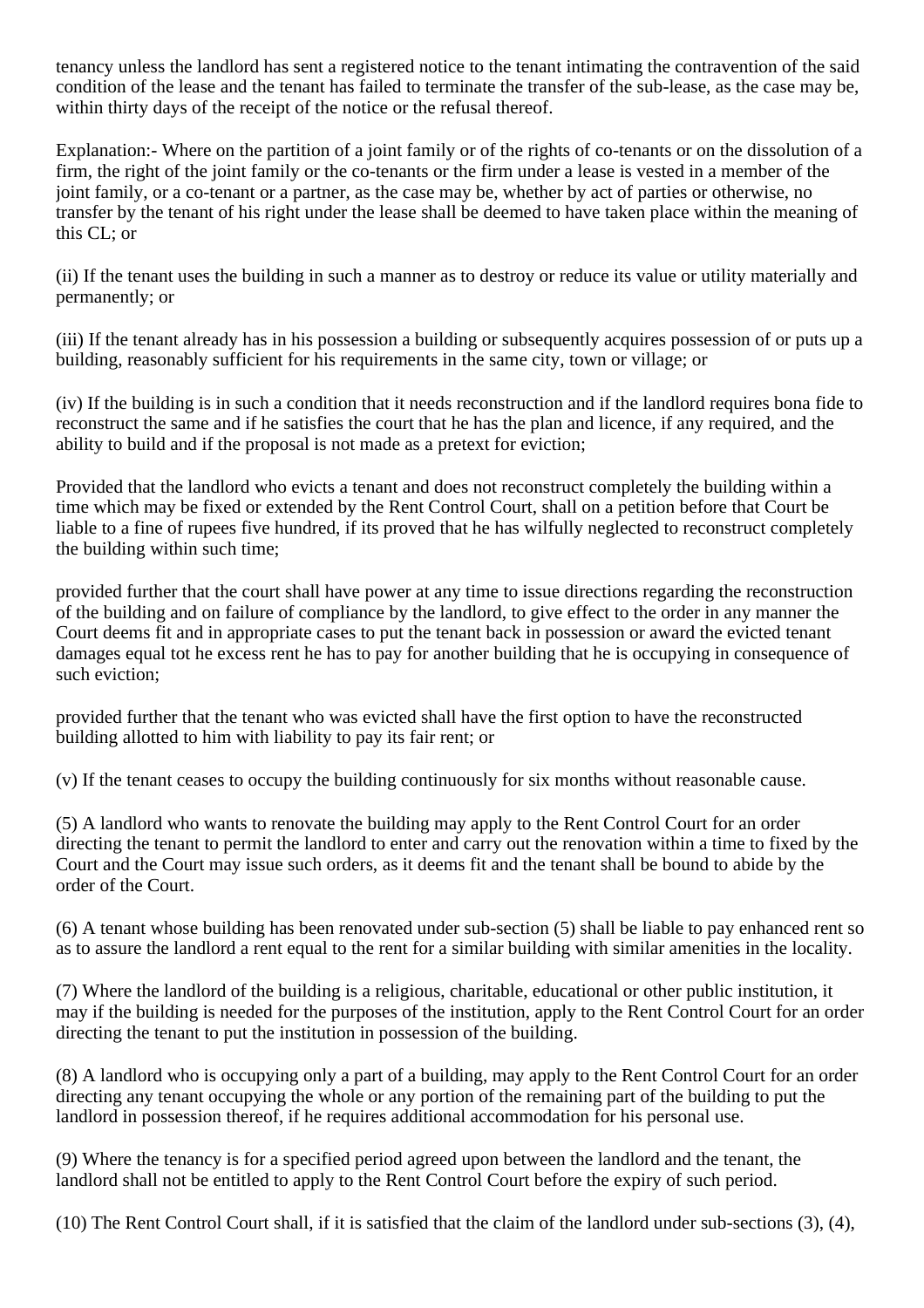tenancy unless the landlord has sent a registered notice to the tenant intimating the contravention of the said condition of the lease and the tenant has failed to terminate the transfer of the sub-lease, as the case may be, within thirty days of the receipt of the notice or the refusal thereof.

Explanation:- Where on the partition of a joint family or of the rights of co-tenants or on the dissolution of a firm, the right of the joint family or the co-tenants or the firm under a lease is vested in a member of the joint family, or a co-tenant or a partner, as the case may be, whether by act of parties or otherwise, no transfer by the tenant of his right under the lease shall be deemed to have taken place within the meaning of this CL; or

(ii) If the tenant uses the building in such a manner as to destroy or reduce its value or utility materially and permanently; or

(iii) If the tenant already has in his possession a building or subsequently acquires possession of or puts up a building, reasonably sufficient for his requirements in the same city, town or village; or

(iv) If the building is in such a condition that it needs reconstruction and if the landlord requires bona fide to reconstruct the same and if he satisfies the court that he has the plan and licence, if any required, and the ability to build and if the proposal is not made as a pretext for eviction;

Provided that the landlord who evicts a tenant and does not reconstruct completely the building within a time which may be fixed or extended by the Rent Control Court, shall on a petition before that Court be liable to a fine of rupees five hundred, if its proved that he has wilfully neglected to reconstruct completely the building within such time;

provided further that the court shall have power at any time to issue directions regarding the reconstruction of the building and on failure of compliance by the landlord, to give effect to the order in any manner the Court deems fit and in appropriate cases to put the tenant back in possession or award the evicted tenant damages equal tot he excess rent he has to pay for another building that he is occupying in consequence of such eviction;

provided further that the tenant who was evicted shall have the first option to have the reconstructed building allotted to him with liability to pay its fair rent; or

(v) If the tenant ceases to occupy the building continuously for six months without reasonable cause.

(5) A landlord who wants to renovate the building may apply to the Rent Control Court for an order directing the tenant to permit the landlord to enter and carry out the renovation within a time to fixed by the Court and the Court may issue such orders, as it deems fit and the tenant shall be bound to abide by the order of the Court.

(6) A tenant whose building has been renovated under sub-section (5) shall be liable to pay enhanced rent so as to assure the landlord a rent equal to the rent for a similar building with similar amenities in the locality.

(7) Where the landlord of the building is a religious, charitable, educational or other public institution, it may if the building is needed for the purposes of the institution, apply to the Rent Control Court for an order directing the tenant to put the institution in possession of the building.

(8) A landlord who is occupying only a part of a building, may apply to the Rent Control Court for an order directing any tenant occupying the whole or any portion of the remaining part of the building to put the landlord in possession thereof, if he requires additional accommodation for his personal use.

(9) Where the tenancy is for a specified period agreed upon between the landlord and the tenant, the landlord shall not be entitled to apply to the Rent Control Court before the expiry of such period.

(10) The Rent Control Court shall, if it is satisfied that the claim of the landlord under sub-sections (3), (4),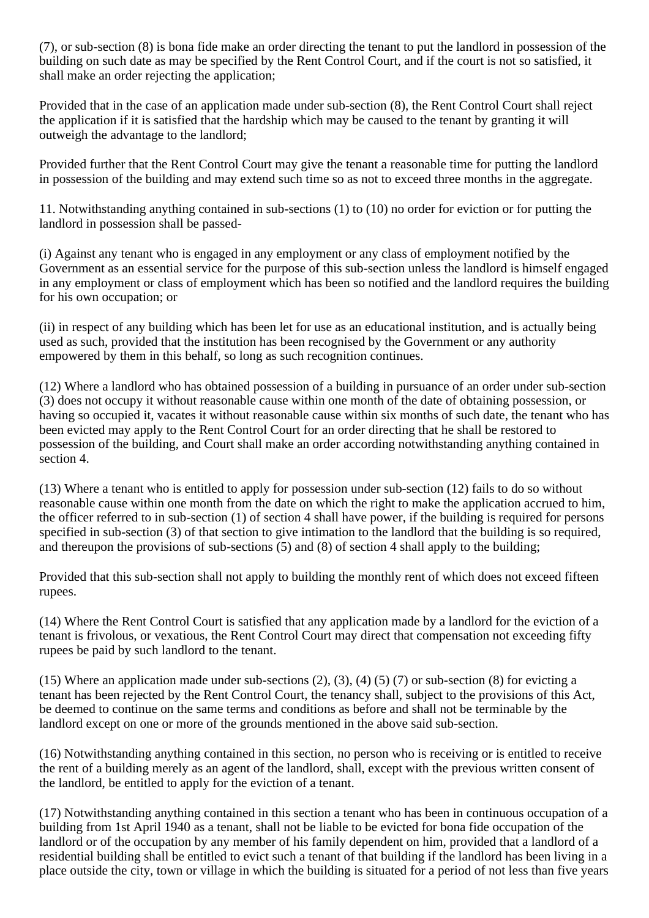(7), or sub-section (8) is bona fide make an order directing the tenant to put the landlord in possession of the building on such date as may be specified by the Rent Control Court, and if the court is not so satisfied, it shall make an order rejecting the application;

Provided that in the case of an application made under sub-section (8), the Rent Control Court shall reject the application if it is satisfied that the hardship which may be caused to the tenant by granting it will outweigh the advantage to the landlord;

Provided further that the Rent Control Court may give the tenant a reasonable time for putting the landlord in possession of the building and may extend such time so as not to exceed three months in the aggregate.

11. Notwithstanding anything contained in sub-sections (1) to (10) no order for eviction or for putting the landlord in possession shall be passed-

(i) Against any tenant who is engaged in any employment or any class of employment notified by the Government as an essential service for the purpose of this sub-section unless the landlord is himself engaged in any employment or class of employment which has been so notified and the landlord requires the building for his own occupation; or

(ii) in respect of any building which has been let for use as an educational institution, and is actually being used as such, provided that the institution has been recognised by the Government or any authority empowered by them in this behalf, so long as such recognition continues.

(12) Where a landlord who has obtained possession of a building in pursuance of an order under sub-section (3) does not occupy it without reasonable cause within one month of the date of obtaining possession, or having so occupied it, vacates it without reasonable cause within six months of such date, the tenant who has been evicted may apply to the Rent Control Court for an order directing that he shall be restored to possession of the building, and Court shall make an order according notwithstanding anything contained in section 4.

(13) Where a tenant who is entitled to apply for possession under sub-section (12) fails to do so without reasonable cause within one month from the date on which the right to make the application accrued to him, the officer referred to in sub-section (1) of section 4 shall have power, if the building is required for persons specified in sub-section (3) of that section to give intimation to the landlord that the building is so required, and thereupon the provisions of sub-sections (5) and (8) of section 4 shall apply to the building;

Provided that this sub-section shall not apply to building the monthly rent of which does not exceed fifteen rupees.

(14) Where the Rent Control Court is satisfied that any application made by a landlord for the eviction of a tenant is frivolous, or vexatious, the Rent Control Court may direct that compensation not exceeding fifty rupees be paid by such landlord to the tenant.

(15) Where an application made under sub-sections (2), (3), (4) (5) (7) or sub-section (8) for evicting a tenant has been rejected by the Rent Control Court, the tenancy shall, subject to the provisions of this Act, be deemed to continue on the same terms and conditions as before and shall not be terminable by the landlord except on one or more of the grounds mentioned in the above said sub-section.

(16) Notwithstanding anything contained in this section, no person who is receiving or is entitled to receive the rent of a building merely as an agent of the landlord, shall, except with the previous written consent of the landlord, be entitled to apply for the eviction of a tenant.

(17) Notwithstanding anything contained in this section a tenant who has been in continuous occupation of a building from 1st April 1940 as a tenant, shall not be liable to be evicted for bona fide occupation of the landlord or of the occupation by any member of his family dependent on him, provided that a landlord of a residential building shall be entitled to evict such a tenant of that building if the landlord has been living in a place outside the city, town or village in which the building is situated for a period of not less than five years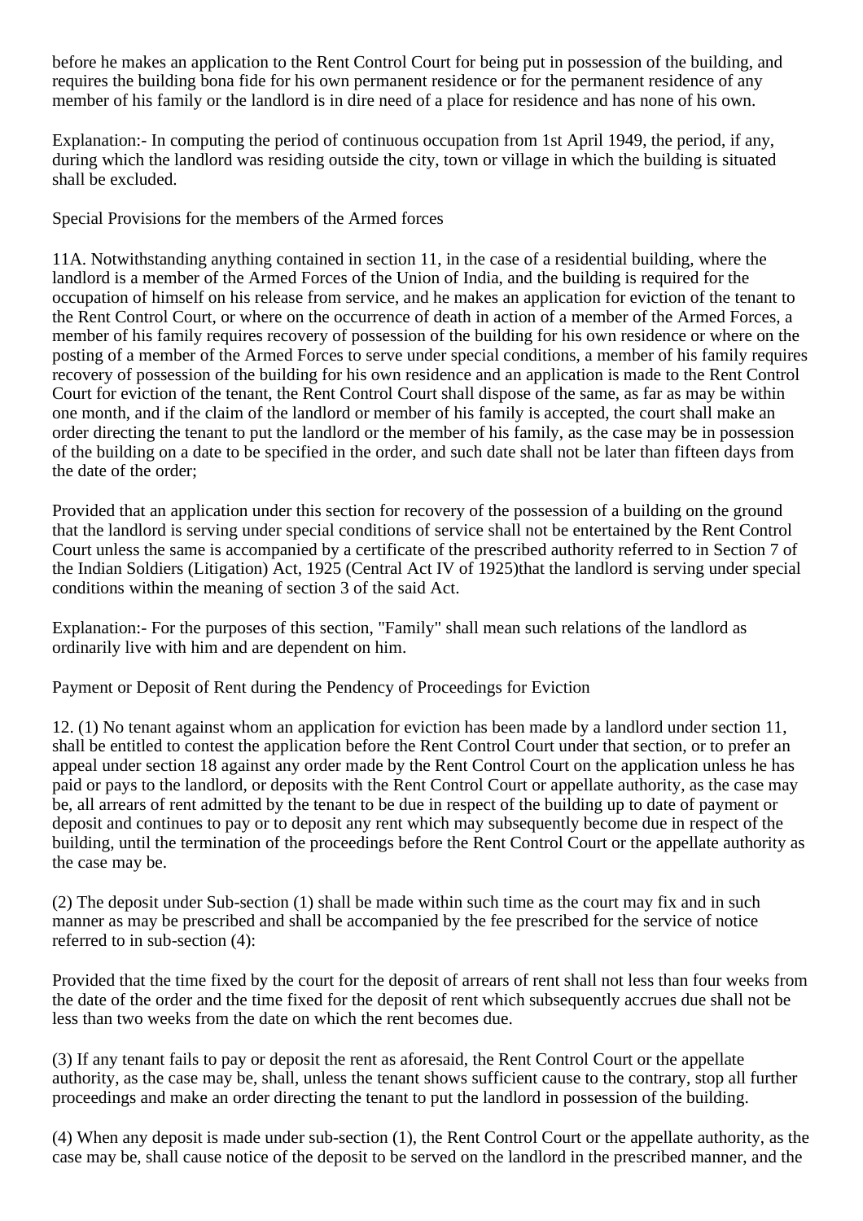before he makes an application to the Rent Control Court for being put in possession of the building, and requires the building bona fide for his own permanent residence or for the permanent residence of any member of his family or the landlord is in dire need of a place for residence and has none of his own.

Explanation:- In computing the period of continuous occupation from 1st April 1949, the period, if any, during which the landlord was residing outside the city, town or village in which the building is situated shall be excluded.

Special Provisions for the members of the Armed forces

11A. Notwithstanding anything contained in section 11, in the case of a residential building, where the landlord is a member of the Armed Forces of the Union of India, and the building is required for the occupation of himself on his release from service, and he makes an application for eviction of the tenant to the Rent Control Court, or where on the occurrence of death in action of a member of the Armed Forces, a member of his family requires recovery of possession of the building for his own residence or where on the posting of a member of the Armed Forces to serve under special conditions, a member of his family requires recovery of possession of the building for his own residence and an application is made to the Rent Control Court for eviction of the tenant, the Rent Control Court shall dispose of the same, as far as may be within one month, and if the claim of the landlord or member of his family is accepted, the court shall make an order directing the tenant to put the landlord or the member of his family, as the case may be in possession of the building on a date to be specified in the order, and such date shall not be later than fifteen days from the date of the order;

Provided that an application under this section for recovery of the possession of a building on the ground that the landlord is serving under special conditions of service shall not be entertained by the Rent Control Court unless the same is accompanied by a certificate of the prescribed authority referred to in Section 7 of the Indian Soldiers (Litigation) Act, 1925 (Central Act IV of 1925)that the landlord is serving under special conditions within the meaning of section 3 of the said Act.

Explanation:- For the purposes of this section, "Family" shall mean such relations of the landlord as ordinarily live with him and are dependent on him.

Payment or Deposit of Rent during the Pendency of Proceedings for Eviction

12. (1) No tenant against whom an application for eviction has been made by a landlord under section 11, shall be entitled to contest the application before the Rent Control Court under that section, or to prefer an appeal under section 18 against any order made by the Rent Control Court on the application unless he has paid or pays to the landlord, or deposits with the Rent Control Court or appellate authority, as the case may be, all arrears of rent admitted by the tenant to be due in respect of the building up to date of payment or deposit and continues to pay or to deposit any rent which may subsequently become due in respect of the building, until the termination of the proceedings before the Rent Control Court or the appellate authority as the case may be.

(2) The deposit under Sub-section (1) shall be made within such time as the court may fix and in such manner as may be prescribed and shall be accompanied by the fee prescribed for the service of notice referred to in sub-section (4):

Provided that the time fixed by the court for the deposit of arrears of rent shall not less than four weeks from the date of the order and the time fixed for the deposit of rent which subsequently accrues due shall not be less than two weeks from the date on which the rent becomes due.

(3) If any tenant fails to pay or deposit the rent as aforesaid, the Rent Control Court or the appellate authority, as the case may be, shall, unless the tenant shows sufficient cause to the contrary, stop all further proceedings and make an order directing the tenant to put the landlord in possession of the building.

(4) When any deposit is made under sub-section (1), the Rent Control Court or the appellate authority, as the case may be, shall cause notice of the deposit to be served on the landlord in the prescribed manner, and the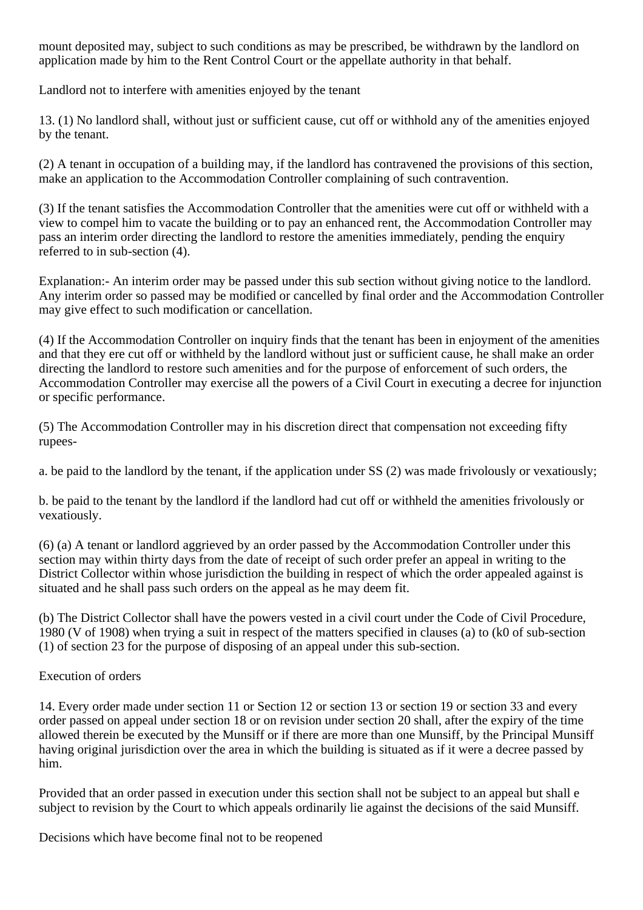mount deposited may, subject to such conditions as may be prescribed, be withdrawn by the landlord on application made by him to the Rent Control Court or the appellate authority in that behalf.

Landlord not to interfere with amenities enjoyed by the tenant

13. (1) No landlord shall, without just or sufficient cause, cut off or withhold any of the amenities enjoyed by the tenant.

(2) A tenant in occupation of a building may, if the landlord has contravened the provisions of this section, make an application to the Accommodation Controller complaining of such contravention.

(3) If the tenant satisfies the Accommodation Controller that the amenities were cut off or withheld with a view to compel him to vacate the building or to pay an enhanced rent, the Accommodation Controller may pass an interim order directing the landlord to restore the amenities immediately, pending the enquiry referred to in sub-section (4).

Explanation:- An interim order may be passed under this sub section without giving notice to the landlord. Any interim order so passed may be modified or cancelled by final order and the Accommodation Controller may give effect to such modification or cancellation.

(4) If the Accommodation Controller on inquiry finds that the tenant has been in enjoyment of the amenities and that they ere cut off or withheld by the landlord without just or sufficient cause, he shall make an order directing the landlord to restore such amenities and for the purpose of enforcement of such orders, the Accommodation Controller may exercise all the powers of a Civil Court in executing a decree for injunction or specific performance.

(5) The Accommodation Controller may in his discretion direct that compensation not exceeding fifty rupees-

a. be paid to the landlord by the tenant, if the application under SS (2) was made frivolously or vexatiously;

b. be paid to the tenant by the landlord if the landlord had cut off or withheld the amenities frivolously or vexatiously.

(6) (a) A tenant or landlord aggrieved by an order passed by the Accommodation Controller under this section may within thirty days from the date of receipt of such order prefer an appeal in writing to the District Collector within whose jurisdiction the building in respect of which the order appealed against is situated and he shall pass such orders on the appeal as he may deem fit.

(b) The District Collector shall have the powers vested in a civil court under the Code of Civil Procedure, 1980 (V of 1908) when trying a suit in respect of the matters specified in clauses (a) to (k0 of sub-section (1) of section 23 for the purpose of disposing of an appeal under this sub-section.

Execution of orders

14. Every order made under section 11 or Section 12 or section 13 or section 19 or section 33 and every order passed on appeal under section 18 or on revision under section 20 shall, after the expiry of the time allowed therein be executed by the Munsiff or if there are more than one Munsiff, by the Principal Munsiff having original jurisdiction over the area in which the building is situated as if it were a decree passed by him.

Provided that an order passed in execution under this section shall not be subject to an appeal but shall e subject to revision by the Court to which appeals ordinarily lie against the decisions of the said Munsiff.

Decisions which have become final not to be reopened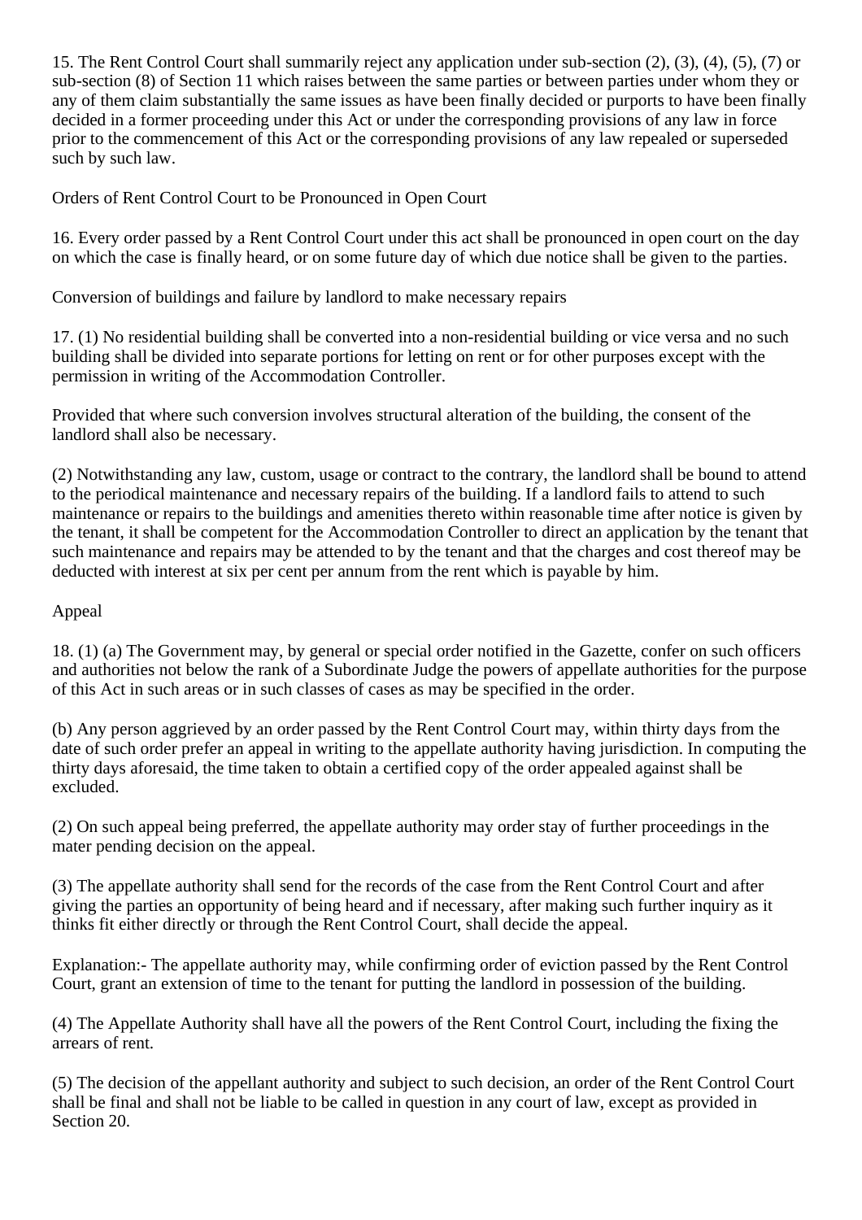15. The Rent Control Court shall summarily reject any application under sub-section (2), (3), (4), (5), (7) or sub-section (8) of Section 11 which raises between the same parties or between parties under whom they or any of them claim substantially the same issues as have been finally decided or purports to have been finally decided in a former proceeding under this Act or under the corresponding provisions of any law in force prior to the commencement of this Act or the corresponding provisions of any law repealed or superseded such by such law.

Orders of Rent Control Court to be Pronounced in Open Court

16. Every order passed by a Rent Control Court under this act shall be pronounced in open court on the day on which the case is finally heard, or on some future day of which due notice shall be given to the parties.

Conversion of buildings and failure by landlord to make necessary repairs

17. (1) No residential building shall be converted into a non-residential building or vice versa and no such building shall be divided into separate portions for letting on rent or for other purposes except with the permission in writing of the Accommodation Controller.

Provided that where such conversion involves structural alteration of the building, the consent of the landlord shall also be necessary.

(2) Notwithstanding any law, custom, usage or contract to the contrary, the landlord shall be bound to attend to the periodical maintenance and necessary repairs of the building. If a landlord fails to attend to such maintenance or repairs to the buildings and amenities thereto within reasonable time after notice is given by the tenant, it shall be competent for the Accommodation Controller to direct an application by the tenant that such maintenance and repairs may be attended to by the tenant and that the charges and cost thereof may be deducted with interest at six per cent per annum from the rent which is payable by him.

Appeal

18. (1) (a) The Government may, by general or special order notified in the Gazette, confer on such officers and authorities not below the rank of a Subordinate Judge the powers of appellate authorities for the purpose of this Act in such areas or in such classes of cases as may be specified in the order.

(b) Any person aggrieved by an order passed by the Rent Control Court may, within thirty days from the date of such order prefer an appeal in writing to the appellate authority having jurisdiction. In computing the thirty days aforesaid, the time taken to obtain a certified copy of the order appealed against shall be excluded.

(2) On such appeal being preferred, the appellate authority may order stay of further proceedings in the mater pending decision on the appeal.

(3) The appellate authority shall send for the records of the case from the Rent Control Court and after giving the parties an opportunity of being heard and if necessary, after making such further inquiry as it thinks fit either directly or through the Rent Control Court, shall decide the appeal.

Explanation:- The appellate authority may, while confirming order of eviction passed by the Rent Control Court, grant an extension of time to the tenant for putting the landlord in possession of the building.

(4) The Appellate Authority shall have all the powers of the Rent Control Court, including the fixing the arrears of rent.

(5) The decision of the appellant authority and subject to such decision, an order of the Rent Control Court shall be final and shall not be liable to be called in question in any court of law, except as provided in Section 20.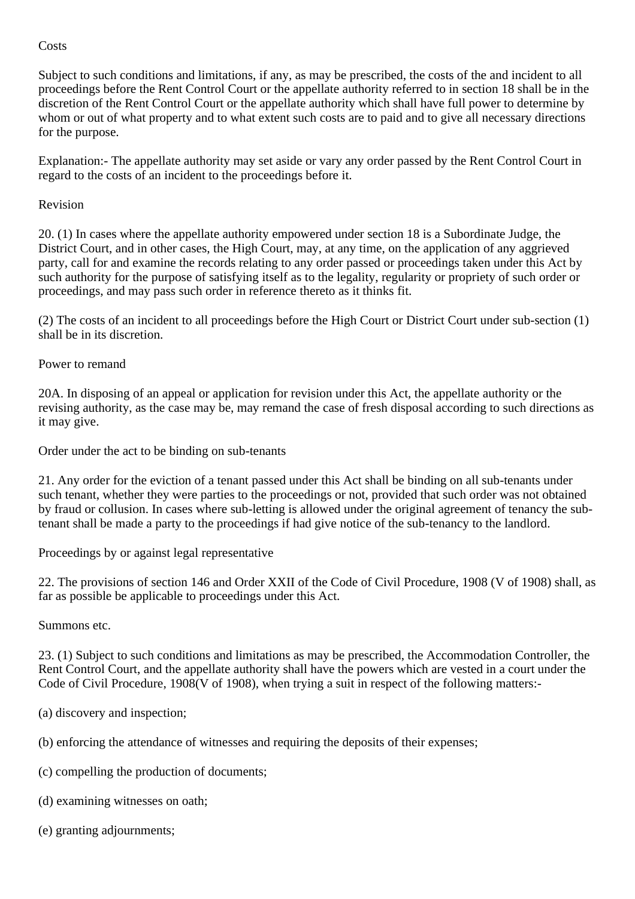Costs

Subject to such conditions and limitations, if any, as may be prescribed, the costs of the and incident to all proceedings before the Rent Control Court or the appellate authority referred to in section 18 shall be in the discretion of the Rent Control Court or the appellate authority which shall have full power to determine by whom or out of what property and to what extent such costs are to paid and to give all necessary directions for the purpose.

Explanation:- The appellate authority may set aside or vary any order passed by the Rent Control Court in regard to the costs of an incident to the proceedings before it.

Revision

20. (1) In cases where the appellate authority empowered under section 18 is a Subordinate Judge, the District Court, and in other cases, the High Court, may, at any time, on the application of any aggrieved party, call for and examine the records relating to any order passed or proceedings taken under this Act by such authority for the purpose of satisfying itself as to the legality, regularity or propriety of such order or proceedings, and may pass such order in reference thereto as it thinks fit.

(2) The costs of an incident to all proceedings before the High Court or District Court under sub-section (1) shall be in its discretion.

Power to remand

20A. In disposing of an appeal or application for revision under this Act, the appellate authority or the revising authority, as the case may be, may remand the case of fresh disposal according to such directions as it may give.

Order under the act to be binding on sub-tenants

21. Any order for the eviction of a tenant passed under this Act shall be binding on all sub-tenants under such tenant, whether they were parties to the proceedings or not, provided that such order was not obtained by fraud or collusion. In cases where sub-letting is allowed under the original agreement of tenancy the sub-tenant shall be made a party to the proceedings if had give notice of the sub-tenancy to the landlord.

Proceedings by or against legal representative

22. The provisions of section 146 and Order XXII of the Code of Civil Procedure, 1908 (V of 1908) shall, as far as possible be applicable to proceedings under this Act.

Summons etc.

23. (1) Subject to such conditions and limitations as may be prescribed, the Accommodation Controller, the Rent Control Court, and the appellate authority shall have the powers which are vested in a court under the Code of Civil Procedure, 1908(V of 1908), when trying a suit in respect of the following matters:-

(a) discovery and inspection;

(b) enforcing the attendance of witnesses and requiring the deposits of their expenses;

(c) compelling the production of documents;

(d) examining witnesses on oath;

(e) granting adjournments;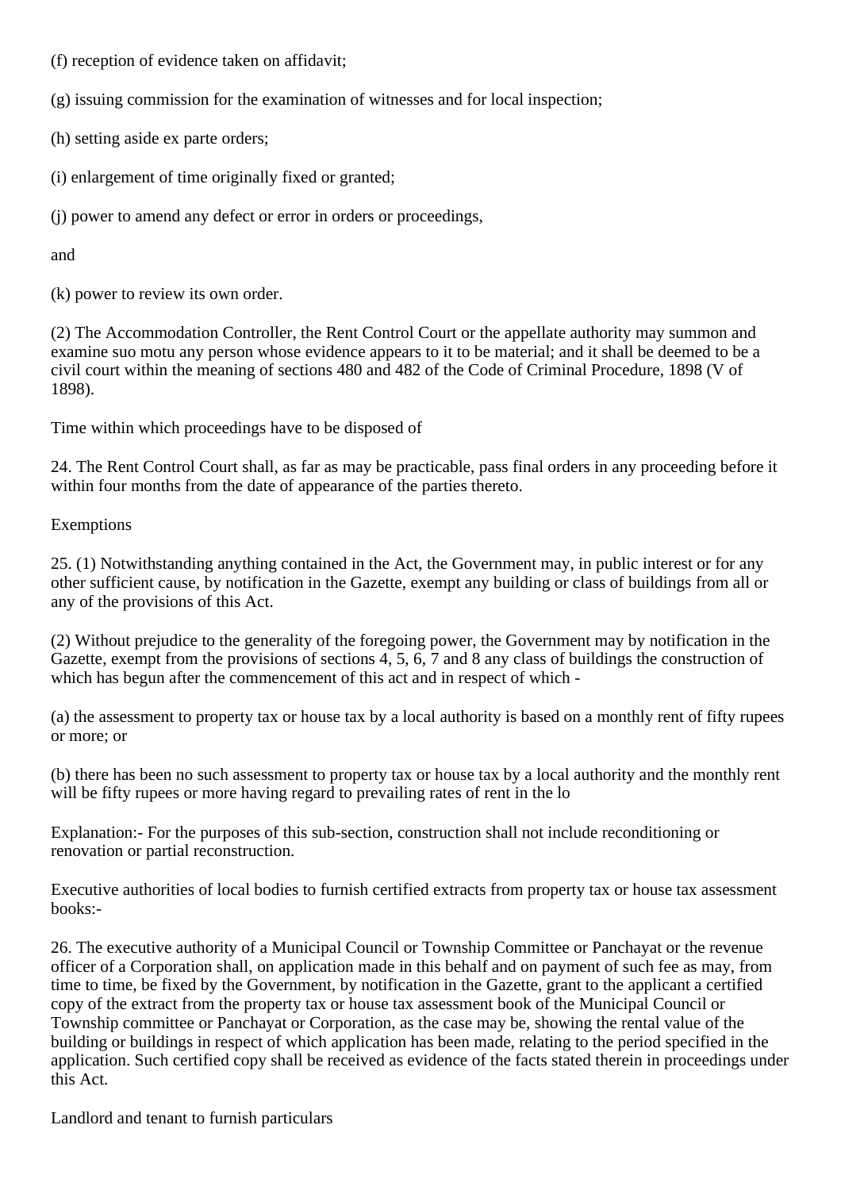(f) reception of evidence taken on affidavit;

(g) issuing commission for the examination of witnesses and for local inspection;

(h) setting aside ex parte orders;

(i) enlargement of time originally fixed or granted;

(j) power to amend any defect or error in orders or proceedings,

and

(k) power to review its own order.

(2) The Accommodation Controller, the Rent Control Court or the appellate authority may summon and examine suo motu any person whose evidence appears to it to be material; and it shall be deemed to be a civil court within the meaning of sections 480 and 482 of the Code of Criminal Procedure, 1898 (V of 1898).

Time within which proceedings have to be disposed of

24. The Rent Control Court shall, as far as may be practicable, pass final orders in any proceeding before it within four months from the date of appearance of the parties thereto.

Exemptions

25. (1) Notwithstanding anything contained in the Act, the Government may, in public interest or for any other sufficient cause, by notification in the Gazette, exempt any building or class of buildings from all or any of the provisions of this Act.

(2) Without prejudice to the generality of the foregoing power, the Government may by notification in the Gazette, exempt from the provisions of sections 4, 5, 6, 7 and 8 any class of buildings the construction of which has begun after the commencement of this act and in respect of which -

(a) the assessment to property tax or house tax by a local authority is based on a monthly rent of fifty rupees or more; or

(b) there has been no such assessment to property tax or house tax by a local authority and the monthly rent will be fifty rupees or more having regard to prevailing rates of rent in the lo

Explanation:- For the purposes of this sub-section, construction shall not include reconditioning or renovation or partial reconstruction.

Executive authorities of local bodies to furnish certified extracts from property tax or house tax assessment books:-

26. The executive authority of a Municipal Council or Township Committee or Panchayat or the revenue officer of a Corporation shall, on application made in this behalf and on payment of such fee as may, from time to time, be fixed by the Government, by notification in the Gazette, grant to the applicant a certified copy of the extract from the property tax or house tax assessment book of the Municipal Council or Township committee or Panchayat or Corporation, as the case may be, showing the rental value of the building or buildings in respect of which application has been made, relating to the period specified in the application. Such certified copy shall be received as evidence of the facts stated therein in proceedings under this Act.

Landlord and tenant to furnish particulars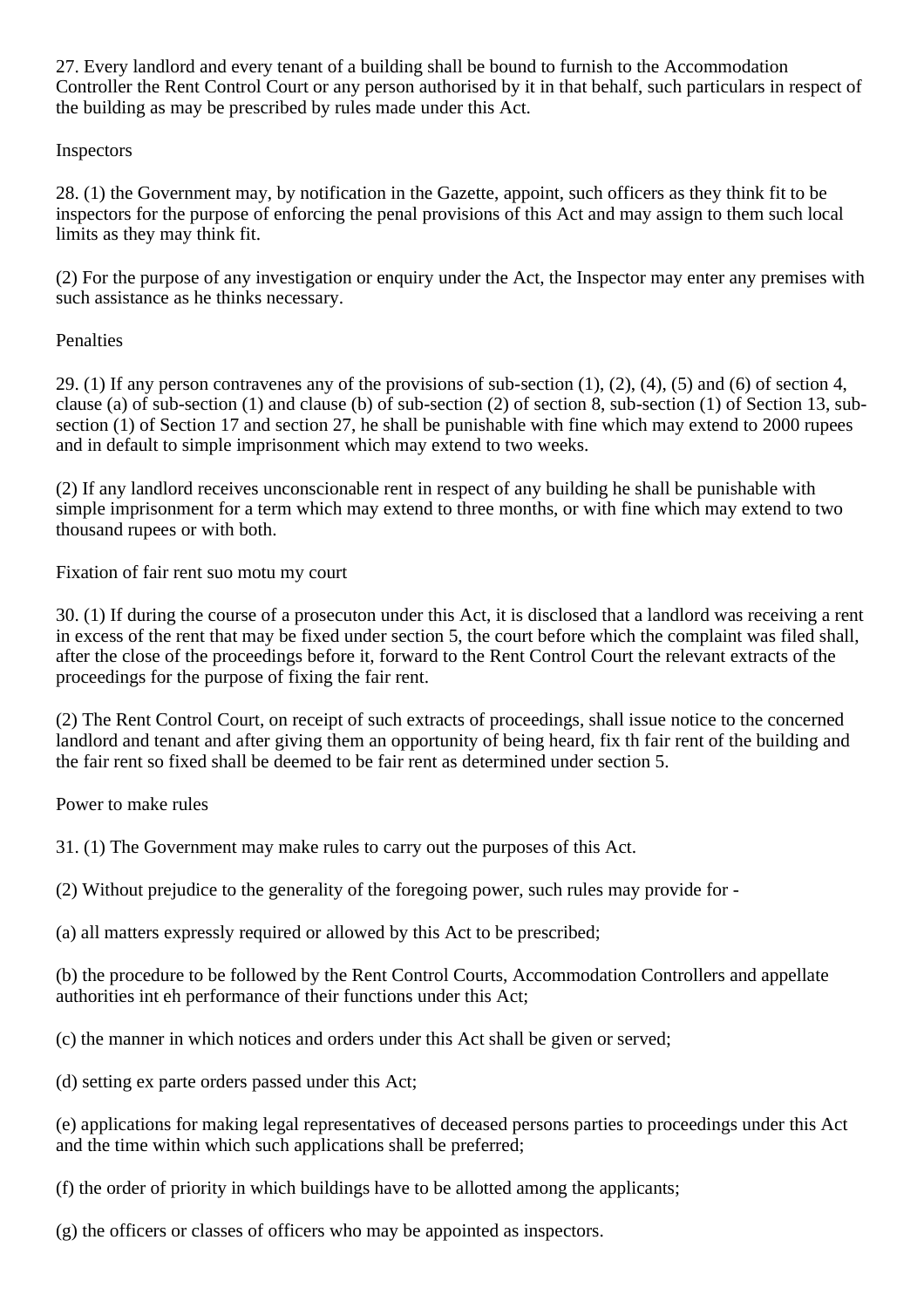27. Every landlord and every tenant of a building shall be bound to furnish to the Accommodation Controller the Rent Control Court or any person authorised by it in that behalf, such particulars in respect of the building as may be prescribed by rules made under this Act.

Inspectors

28. (1) the Government may, by notification in the Gazette, appoint, such officers as they think fit to be inspectors for the purpose of enforcing the penal provisions of this Act and may assign to them such local limits as they may think fit.

(2) For the purpose of any investigation or enquiry under the Act, the Inspector may enter any premises with such assistance as he thinks necessary.

Penalties

29. (1) If any person contravenes any of the provisions of sub-section (1), (2), (4), (5) and (6) of section 4, clause (a) of sub-section (1) and clause (b) of sub-section (2) of section 8, sub-section (1) of Section 13, sub-section (1) of Section 17 and section 27, he shall be punishable with fine which may extend to 2000 rupees and in default to simple imprisonment which may extend to two weeks.

(2) If any landlord receives unconscionable rent in respect of any building he shall be punishable with simple imprisonment for a term which may extend to three months, or with fine which may extend to two thousand rupees or with both.

Fixation of fair rent suo motu my court

30. (1) If during the course of a prosecuton under this Act, it is disclosed that a landlord was receiving a rent in excess of the rent that may be fixed under section 5, the court before which the complaint was filed shall, after the close of the proceedings before it, forward to the Rent Control Court the relevant extracts of the proceedings for the purpose of fixing the fair rent.

(2) The Rent Control Court, on receipt of such extracts of proceedings, shall issue notice to the concerned landlord and tenant and after giving them an opportunity of being heard, fix th fair rent of the building and the fair rent so fixed shall be deemed to be fair rent as determined under section 5.

Power to make rules

31. (1) The Government may make rules to carry out the purposes of this Act.

(2) Without prejudice to the generality of the foregoing power, such rules may provide for -

(a) all matters expressly required or allowed by this Act to be prescribed;

(b) the procedure to be followed by the Rent Control Courts, Accommodation Controllers and appellate authorities int eh performance of their functions under this Act;

(c) the manner in which notices and orders under this Act shall be given or served;

(d) setting ex parte orders passed under this Act;

(e) applications for making legal representatives of deceased persons parties to proceedings under this Act and the time within which such applications shall be preferred;

(f) the order of priority in which buildings have to be allotted among the applicants;

(g) the officers or classes of officers who may be appointed as inspectors.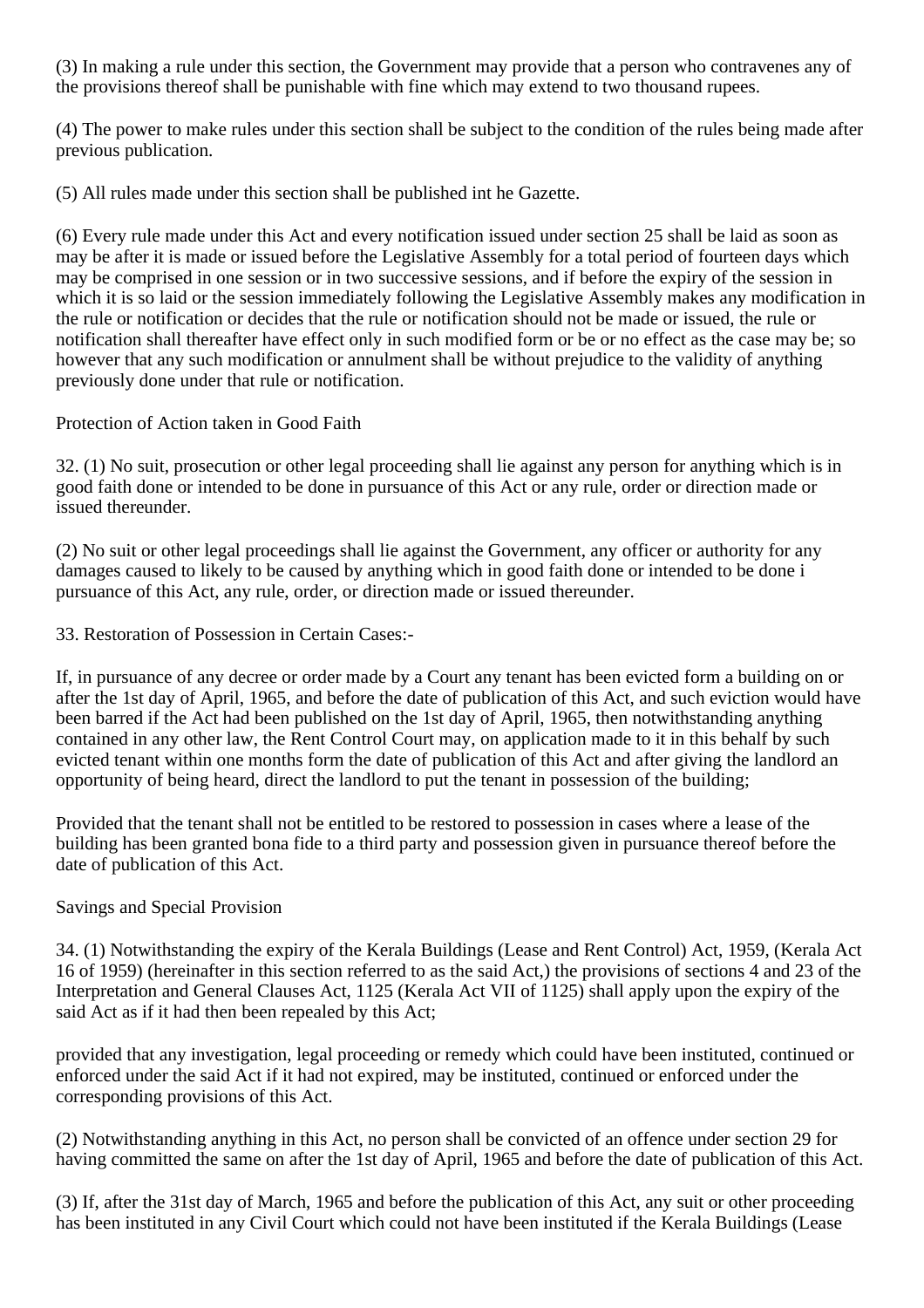(3) In making a rule under this section, the Government may provide that a person who contravenes any of the provisions thereof shall be punishable with fine which may extend to two thousand rupees.

(4) The power to make rules under this section shall be subject to the condition of the rules being made after previous publication.

(5) All rules made under this section shall be published int he Gazette.

(6) Every rule made under this Act and every notification issued under section 25 shall be laid as soon as may be after it is made or issued before the Legislative Assembly for a total period of fourteen days which may be comprised in one session or in two successive sessions, and if before the expiry of the session in which it is so laid or the session immediately following the Legislative Assembly makes any modification in the rule or notification or decides that the rule or notification should not be made or issued, the rule or notification shall thereafter have effect only in such modified form or be or no effect as the case may be; so however that any such modification or annulment shall be without prejudice to the validity of anything previously done under that rule or notification.

Protection of Action taken in Good Faith

32. (1) No suit, prosecution or other legal proceeding shall lie against any person for anything which is in good faith done or intended to be done in pursuance of this Act or any rule, order or direction made or issued thereunder.

(2) No suit or other legal proceedings shall lie against the Government, any officer or authority for any damages caused to likely to be caused by anything which in good faith done or intended to be done i pursuance of this Act, any rule, order, or direction made or issued thereunder.

33. Restoration of Possession in Certain Cases:-

If, in pursuance of any decree or order made by a Court any tenant has been evicted form a building on or after the 1st day of April, 1965, and before the date of publication of this Act, and such eviction would have been barred if the Act had been published on the 1st day of April, 1965, then notwithstanding anything contained in any other law, the Rent Control Court may, on application made to it in this behalf by such evicted tenant within one months form the date of publication of this Act and after giving the landlord an opportunity of being heard, direct the landlord to put the tenant in possession of the building;

Provided that the tenant shall not be entitled to be restored to possession in cases where a lease of the building has been granted bona fide to a third party and possession given in pursuance thereof before the date of publication of this Act.

Savings and Special Provision

34. (1) Notwithstanding the expiry of the Kerala Buildings (Lease and Rent Control) Act, 1959, (Kerala Act 16 of 1959) (hereinafter in this section referred to as the said Act,) the provisions of sections 4 and 23 of the Interpretation and General Clauses Act, 1125 (Kerala Act VII of 1125) shall apply upon the expiry of the said Act as if it had then been repealed by this Act;

provided that any investigation, legal proceeding or remedy which could have been instituted, continued or enforced under the said Act if it had not expired, may be instituted, continued or enforced under the corresponding provisions of this Act.

(2) Notwithstanding anything in this Act, no person shall be convicted of an offence under section 29 for having committed the same on after the 1st day of April, 1965 and before the date of publication of this Act.

(3) If, after the 31st day of March, 1965 and before the publication of this Act, any suit or other proceeding has been instituted in any Civil Court which could not have been instituted if the Kerala Buildings (Lease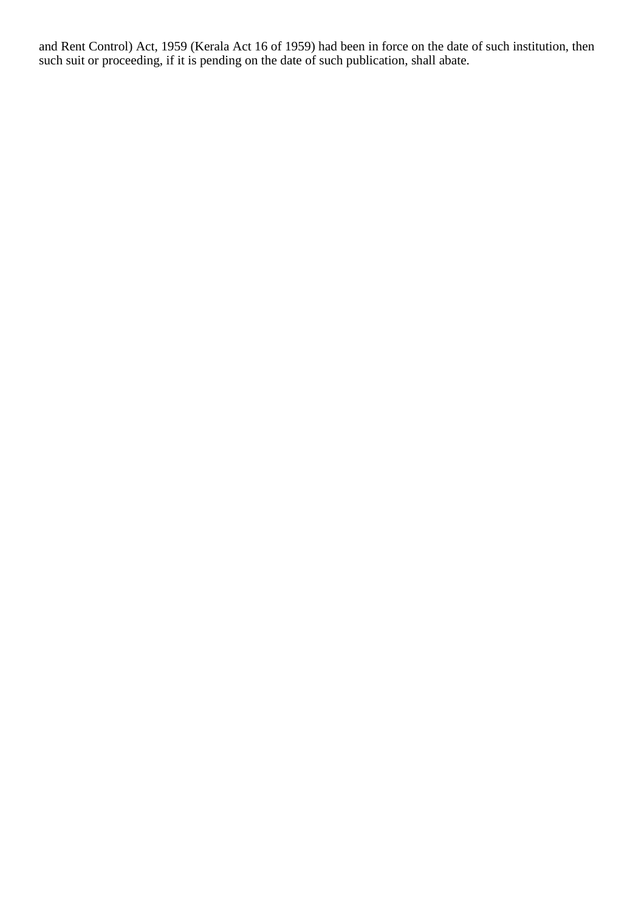and Rent Control) Act, 1959 (Kerala Act 16 of 1959) had been in force on the date of such institution, then such suit or proceeding, if it is pending on the date of such publication, shall abate.